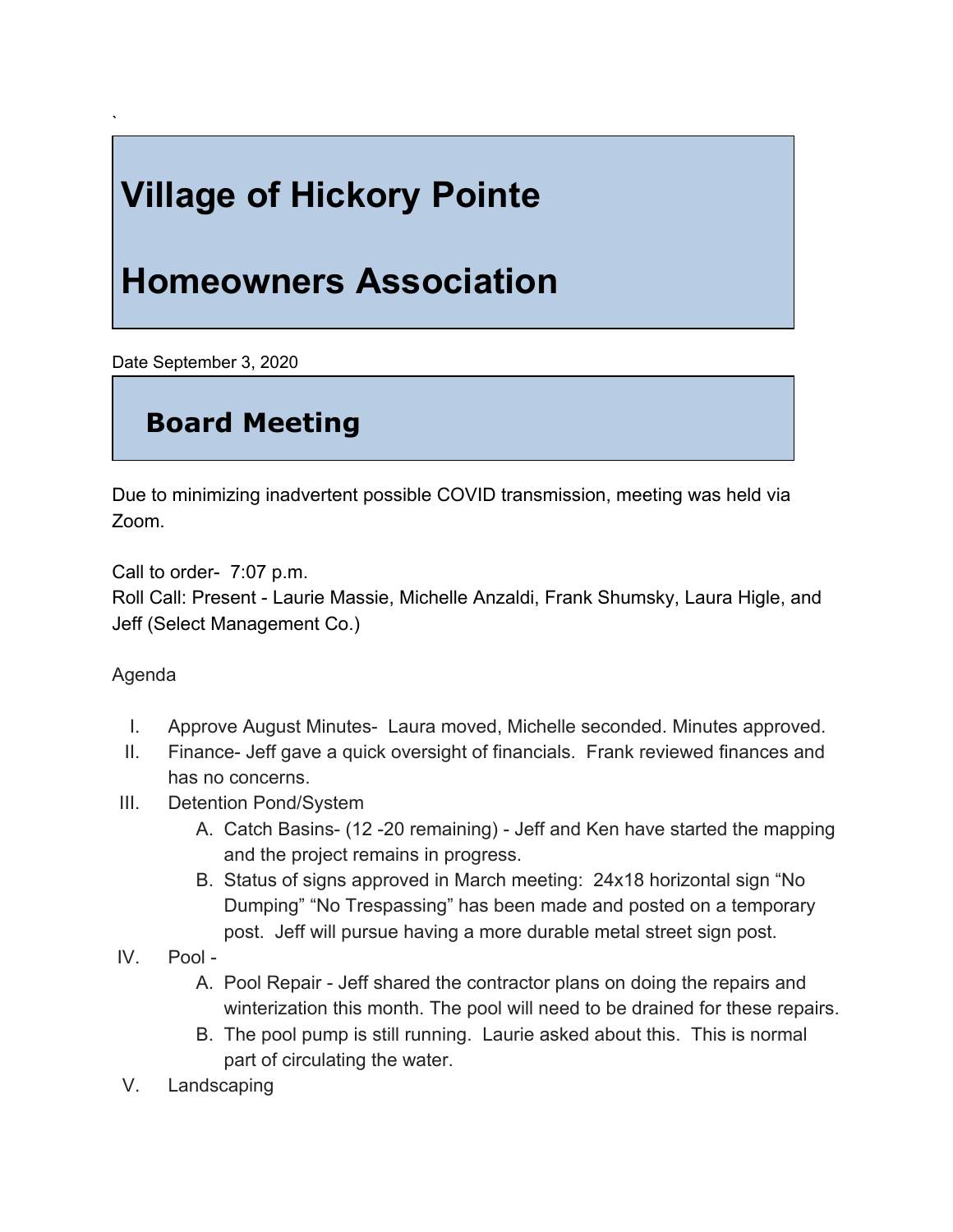`

# Village of Hickory Pointe

# Homeowners Association

Date September 3, 2020

## Board Meeting

Due to minimizing inadvertent possible COVID transmission, meeting was held via Zoom.

Call to order- 7:07 p.m.
Roll Call: Present - Laurie Massie, Michelle Anzaldi, Frank Shumsky, Laura Higle, and Jeff (Select Management Co.)

Agenda

I. Approve August Minutes- Laura moved, Michelle seconded. Minutes approved.
II. Finance- Jeff gave a quick oversight of financials. Frank reviewed finances and has no concerns.
III. Detention Pond/System
    A. Catch Basins- (12 -20 remaining) - Jeff and Ken have started the mapping and the project remains in progress.
    B. Status of signs approved in March meeting: 24x18 horizontal sign "No Dumping" "No Trespassing" has been made and posted on a temporary post. Jeff will pursue having a more durable metal street sign post.
IV. Pool -
    A. Pool Repair - Jeff shared the contractor plans on doing the repairs and winterization this month. The pool will need to be drained for these repairs.
    B. The pool pump is still running. Laurie asked about this. This is normal part of circulating the water.
V. Landscaping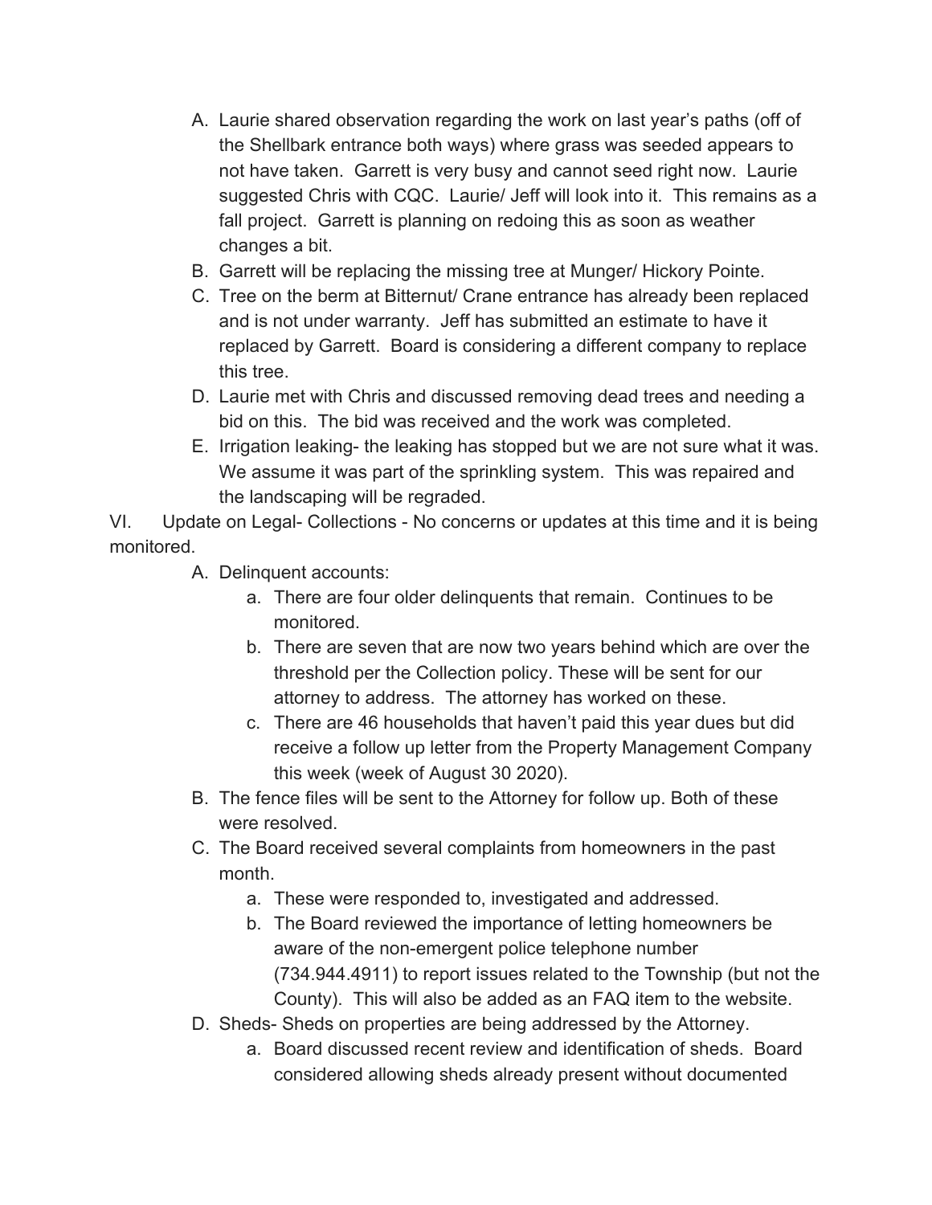A. Laurie shared observation regarding the work on last year's paths (off of the Shellbark entrance both ways) where grass was seeded appears to not have taken. Garrett is very busy and cannot seed right now. Laurie suggested Chris with CQC. Laurie/ Jeff will look into it. This remains as a fall project. Garrett is planning on redoing this as soon as weather changes a bit.
B. Garrett will be replacing the missing tree at Munger/ Hickory Pointe.
C. Tree on the berm at Bitternut/ Crane entrance has already been replaced and is not under warranty. Jeff has submitted an estimate to have it replaced by Garrett. Board is considering a different company to replace this tree.
D. Laurie met with Chris and discussed removing dead trees and needing a bid on this. The bid was received and the work was completed.
E. Irrigation leaking- the leaking has stopped but we are not sure what it was. We assume it was part of the sprinkling system. This was repaired and the landscaping will be regraded.

VI. Update on Legal- Collections - No concerns or updates at this time and it is being monitored.

A. Delinquent accounts:
    a. There are four older delinquents that remain. Continues to be monitored.
    b. There are seven that are now two years behind which are over the threshold per the Collection policy. These will be sent for our attorney to address. The attorney has worked on these.
    c. There are 46 households that haven't paid this year dues but did receive a follow up letter from the Property Management Company this week (week of August 30 2020).
B. The fence files will be sent to the Attorney for follow up. Both of these were resolved.
C. The Board received several complaints from homeowners in the past month.
    a. These were responded to, investigated and addressed.
    b. The Board reviewed the importance of letting homeowners be aware of the non-emergent police telephone number (734.944.4911) to report issues related to the Township (but not the County). This will also be added as an FAQ item to the website.
D. Sheds- Sheds on properties are being addressed by the Attorney.
    a. Board discussed recent review and identification of sheds. Board considered allowing sheds already present without documented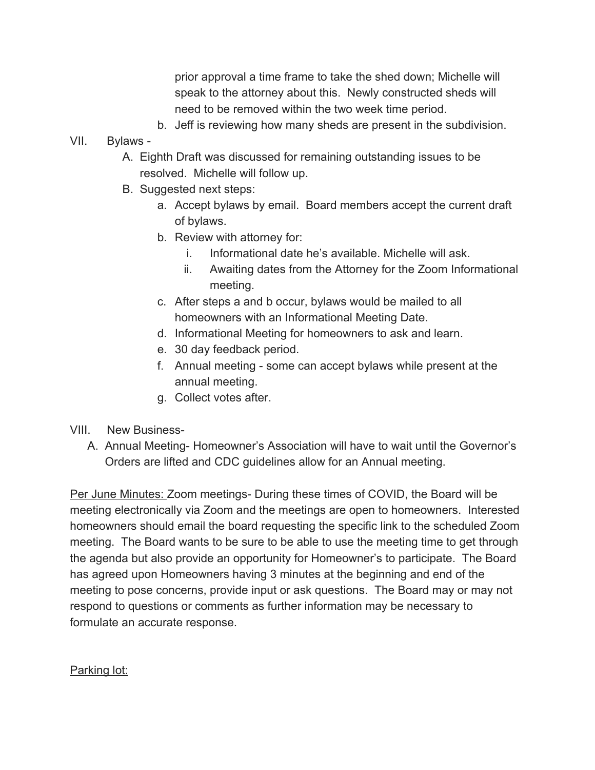prior approval a time frame to take the shed down; Michelle will speak to the attorney about this. Newly constructed sheds will need to be removed within the two week time period.

b. Jeff is reviewing how many sheds are present in the subdivision.

VII. Bylaws -

A. Eighth Draft was discussed for remaining outstanding issues to be resolved. Michelle will follow up.

B. Suggested next steps:

a. Accept bylaws by email. Board members accept the current draft of bylaws.

b. Review with attorney for:

i. Informational date he's available. Michelle will ask.

ii. Awaiting dates from the Attorney for the Zoom Informational meeting.

c. After steps a and b occur, bylaws would be mailed to all homeowners with an Informational Meeting Date.

d. Informational Meeting for homeowners to ask and learn.

e. 30 day feedback period.

f. Annual meeting - some can accept bylaws while present at the annual meeting.

g. Collect votes after.

VIII. New Business-

A. Annual Meeting- Homeowner's Association will have to wait until the Governor's Orders are lifted and CDC guidelines allow for an Annual meeting.

<u>Per June Minutes:</u> Zoom meetings- During these times of COVID, the Board will be meeting electronically via Zoom and the meetings are open to homeowners. Interested homeowners should email the board requesting the specific link to the scheduled Zoom meeting. The Board wants to be sure to be able to use the meeting time to get through the agenda but also provide an opportunity for Homeowner's to participate. The Board has agreed upon Homeowners having 3 minutes at the beginning and end of the meeting to pose concerns, provide input or ask questions. The Board may or may not respond to questions or comments as further information may be necessary to formulate an accurate response.

<u>Parking lot:</u>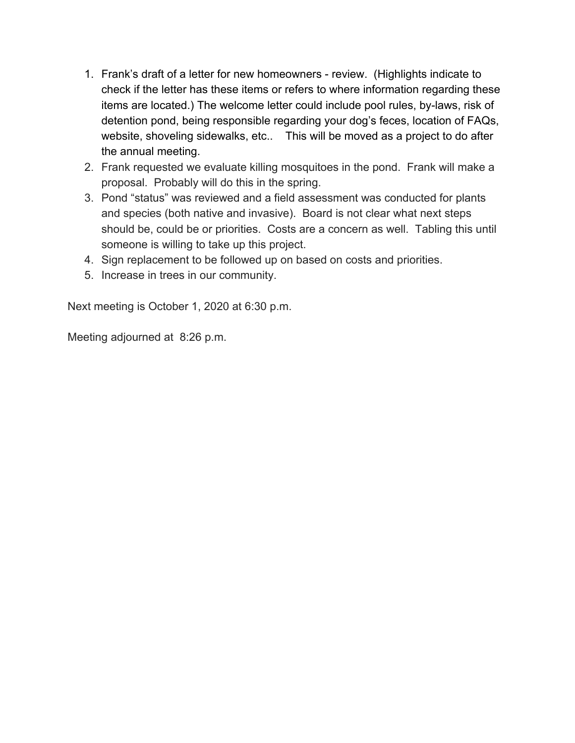1. Frank's draft of a letter for new homeowners - review. (Highlights indicate to check if the letter has these items or refers to where information regarding these items are located.) The welcome letter could include pool rules, by-laws, risk of detention pond, being responsible regarding your dog's feces, location of FAQs, website, shoveling sidewalks, etc.. This will be moved as a project to do after the annual meeting.
2. Frank requested we evaluate killing mosquitoes in the pond. Frank will make a proposal. Probably will do this in the spring.
3. Pond "status" was reviewed and a field assessment was conducted for plants and species (both native and invasive). Board is not clear what next steps should be, could be or priorities. Costs are a concern as well. Tabling this until someone is willing to take up this project.
4. Sign replacement to be followed up on based on costs and priorities.
5. Increase in trees in our community.

Next meeting is October 1, 2020 at 6:30 p.m.

Meeting adjourned at 8:26 p.m.